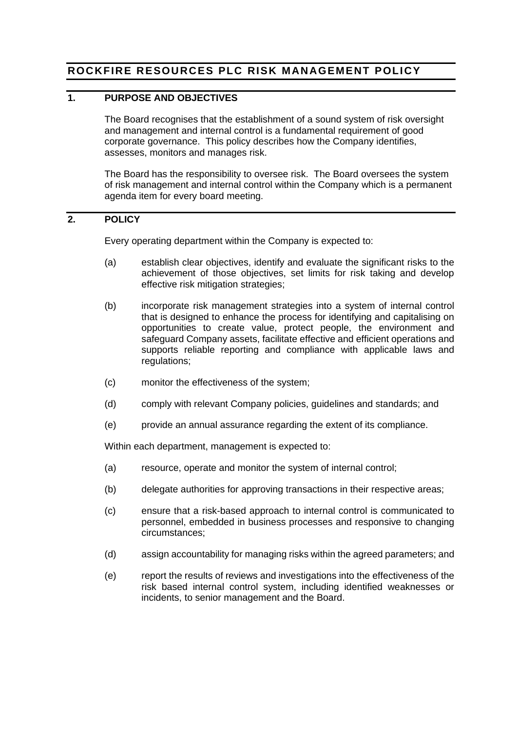# ROCKFIRE RESOURCES PLC RISK MANAGEMENT POLICY

## 1. PURPOSE AND OBJECTIVES

The Board recognises that the establishment of a sound system of risk oversight and management and internal control is a fundamental requirement of good corporate governance. This policy describes how the Company identifies, assesses, monitors and manages risk.

The Board has the responsibility to oversee risk. The Board oversees the system of risk management and internal control within the Company which is a permanent agenda item for every board meeting.

## 2. POLICY

Every operating department within the Company is expected to:

(a) establish clear objectives, identify and evaluate the significant risks to the achievement of those objectives, set limits for risk taking and develop effective risk mitigation strategies;

(b) incorporate risk management strategies into a system of internal control that is designed to enhance the process for identifying and capitalising on opportunities to create value, protect people, the environment and safeguard Company assets, facilitate effective and efficient operations and supports reliable reporting and compliance with applicable laws and regulations;

(c) monitor the effectiveness of the system;

(d) comply with relevant Company policies, guidelines and standards; and

(e) provide an annual assurance regarding the extent of its compliance.

Within each department, management is expected to:

(a) resource, operate and monitor the system of internal control;

(b) delegate authorities for approving transactions in their respective areas;

(c) ensure that a risk-based approach to internal control is communicated to personnel, embedded in business processes and responsive to changing circumstances;

(d) assign accountability for managing risks within the agreed parameters; and

(e) report the results of reviews and investigations into the effectiveness of the risk based internal control system, including identified weaknesses or incidents, to senior management and the Board.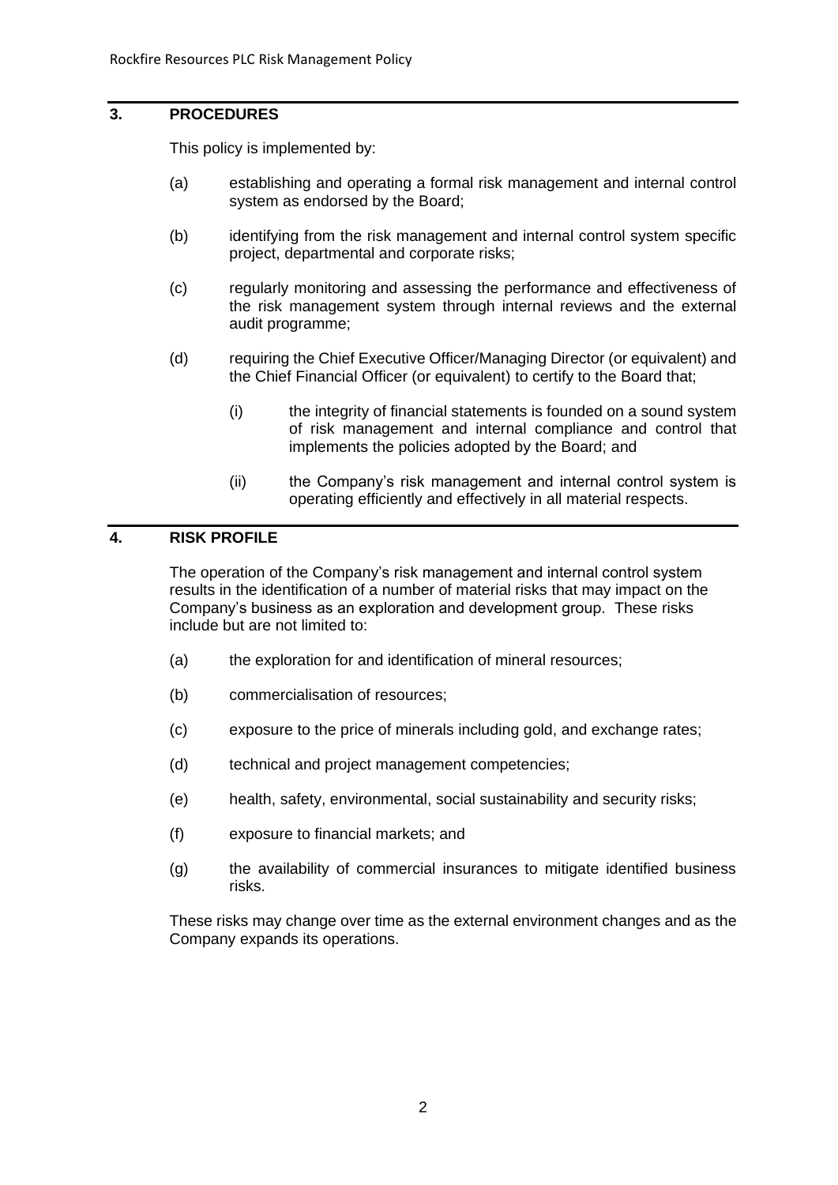## 3. PROCEDURES

This policy is implemented by:

(a) establishing and operating a formal risk management and internal control system as endorsed by the Board;

(b) identifying from the risk management and internal control system specific project, departmental and corporate risks;

(c) regularly monitoring and assessing the performance and effectiveness of the risk management system through internal reviews and the external audit programme;

(d) requiring the Chief Executive Officer/Managing Director (or equivalent) and the Chief Financial Officer (or equivalent) to certify to the Board that;

  (i) the integrity of financial statements is founded on a sound system of risk management and internal compliance and control that implements the policies adopted by the Board; and

  (ii) the Company's risk management and internal control system is operating efficiently and effectively in all material respects.

## 4. RISK PROFILE

The operation of the Company's risk management and internal control system results in the identification of a number of material risks that may impact on the Company's business as an exploration and development group. These risks include but are not limited to:

(a) the exploration for and identification of mineral resources;

(b) commercialisation of resources;

(c) exposure to the price of minerals including gold, and exchange rates;

(d) technical and project management competencies;

(e) health, safety, environmental, social sustainability and security risks;

(f) exposure to financial markets; and

(g) the availability of commercial insurances to mitigate identified business risks.

These risks may change over time as the external environment changes and as the Company expands its operations.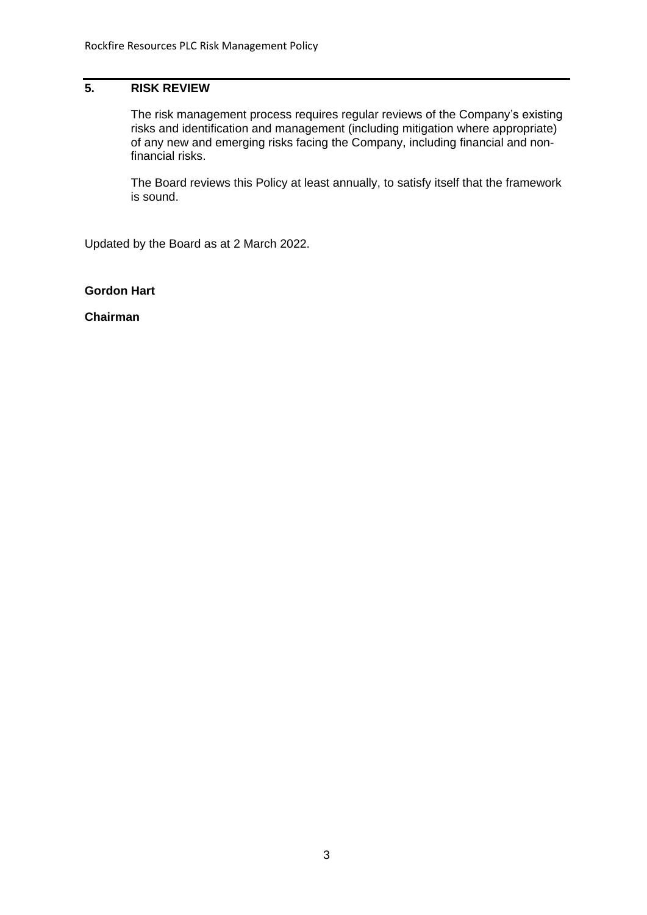## 5. RISK REVIEW

The risk management process requires regular reviews of the Company's existing risks and identification and management (including mitigation where appropriate) of any new and emerging risks facing the Company, including financial and non-financial risks.

The Board reviews this Policy at least annually, to satisfy itself that the framework is sound.

Updated by the Board as at 2 March 2022.

**Gordon Hart**

**Chairman**